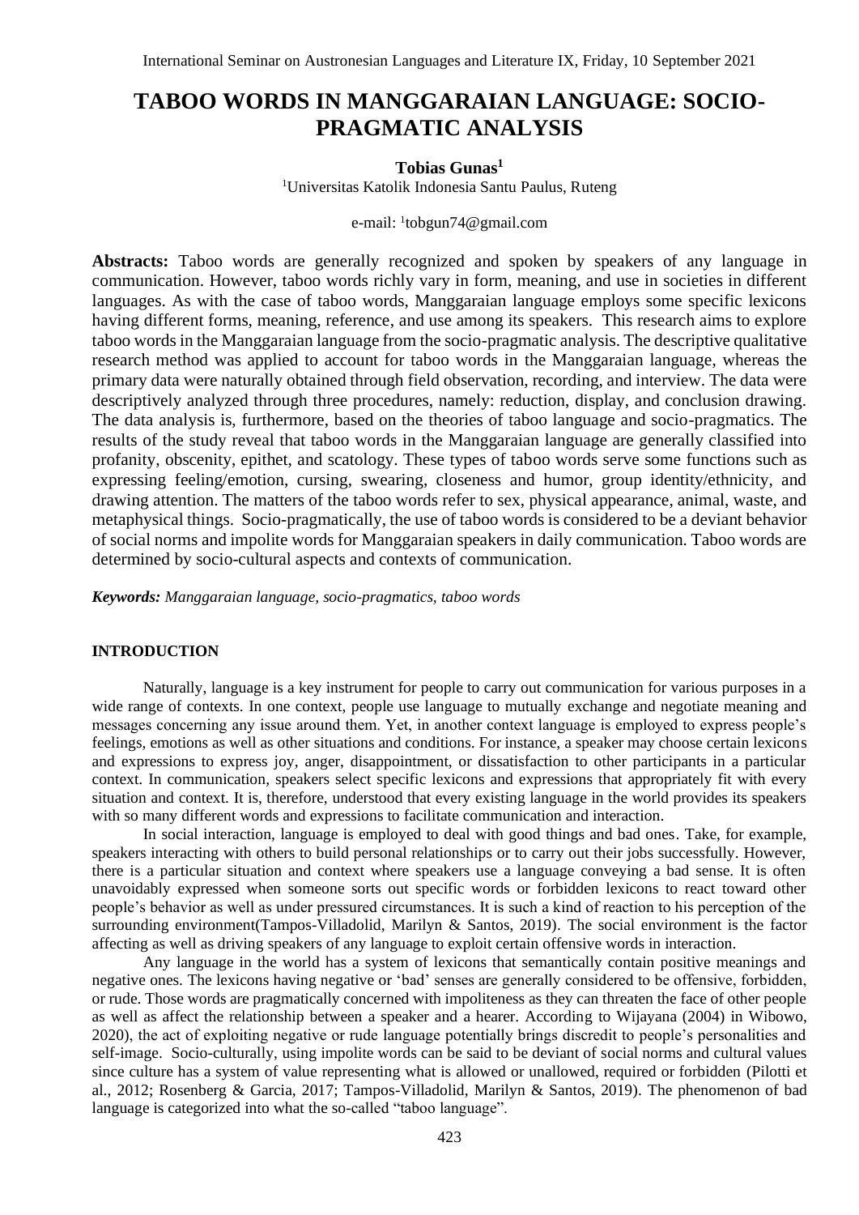# TABOO WORDS IN MANGGARAIAN LANGUAGE: SOCIO-PRAGMATIC ANALYSIS

**Tobias Gunas**[1]

[1]Universitas Katolik Indonesia Santu Paulus, Ruteng

e-mail: [1]tobgun74@gmail.com

**Abstracts:** Taboo words are generally recognized and spoken by speakers of any language in communication. However, taboo words richly vary in form, meaning, and use in societies in different languages. As with the case of taboo words, Manggaraian language employs some specific lexicons having different forms, meaning, reference, and use among its speakers. This research aims to explore taboo words in the Manggaraian language from the socio-pragmatic analysis. The descriptive qualitative research method was applied to account for taboo words in the Manggaraian language, whereas the primary data were naturally obtained through field observation, recording, and interview. The data were descriptively analyzed through three procedures, namely: reduction, display, and conclusion drawing. The data analysis is, furthermore, based on the theories of taboo language and socio-pragmatics. The results of the study reveal that taboo words in the Manggaraian language are generally classified into profanity, obscenity, epithet, and scatology. These types of taboo words serve some functions such as expressing feeling/emotion, cursing, swearing, closeness and humor, group identity/ethnicity, and drawing attention. The matters of the taboo words refer to sex, physical appearance, animal, waste, and metaphysical things. Socio-pragmatically, the use of taboo words is considered to be a deviant behavior of social norms and impolite words for Manggaraian speakers in daily communication. Taboo words are determined by socio-cultural aspects and contexts of communication.

***Keywords:*** *Manggaraian language, socio-pragmatics, taboo words*

## INTRODUCTION

Naturally, language is a key instrument for people to carry out communication for various purposes in a wide range of contexts. In one context, people use language to mutually exchange and negotiate meaning and messages concerning any issue around them. Yet, in another context language is employed to express people's feelings, emotions as well as other situations and conditions. For instance, a speaker may choose certain lexicons and expressions to express joy, anger, disappointment, or dissatisfaction to other participants in a particular context. In communication, speakers select specific lexicons and expressions that appropriately fit with every situation and context. It is, therefore, understood that every existing language in the world provides its speakers with so many different words and expressions to facilitate communication and interaction.

In social interaction, language is employed to deal with good things and bad ones. Take, for example, speakers interacting with others to build personal relationships or to carry out their jobs successfully. However, there is a particular situation and context where speakers use a language conveying a bad sense. It is often unavoidably expressed when someone sorts out specific words or forbidden lexicons to react toward other people's behavior as well as under pressured circumstances. It is such a kind of reaction to his perception of the surrounding environment(Tampos-Villadolid, Marilyn & Santos, 2019). The social environment is the factor affecting as well as driving speakers of any language to exploit certain offensive words in interaction.

Any language in the world has a system of lexicons that semantically contain positive meanings and negative ones. The lexicons having negative or 'bad' senses are generally considered to be offensive, forbidden, or rude. Those words are pragmatically concerned with impoliteness as they can threaten the face of other people as well as affect the relationship between a speaker and a hearer. According to Wijayana (2004) in Wibowo, 2020), the act of exploiting negative or rude language potentially brings discredit to people's personalities and self-image. Socio-culturally, using impolite words can be said to be deviant of social norms and cultural values since culture has a system of value representing what is allowed or unallowed, required or forbidden (Pilotti et al., 2012; Rosenberg & Garcia, 2017; Tampos-Villadolid, Marilyn & Santos, 2019). The phenomenon of bad language is categorized into what the so-called "taboo language".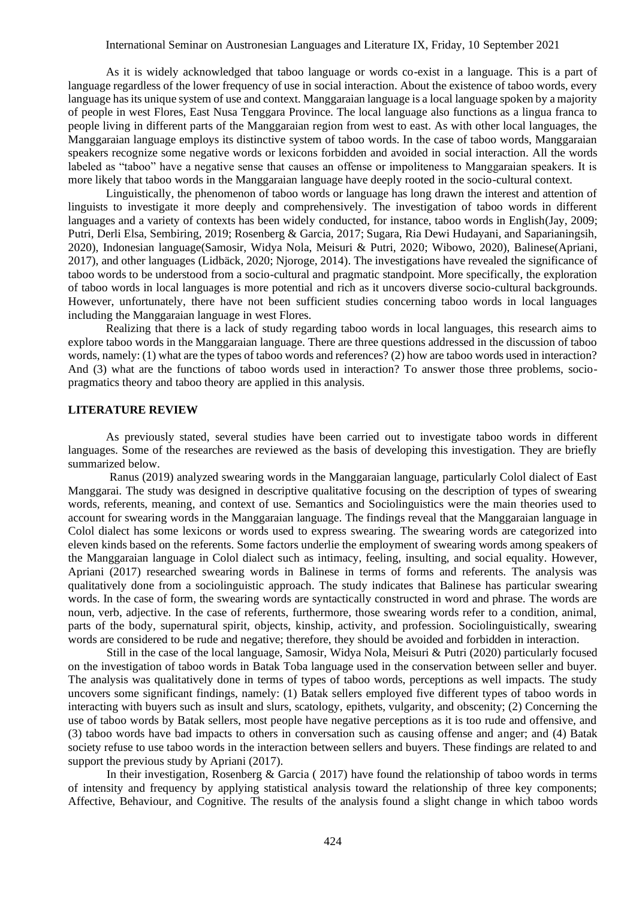As it is widely acknowledged that taboo language or words co-exist in a language. This is a part of language regardless of the lower frequency of use in social interaction. About the existence of taboo words, every language has its unique system of use and context. Manggaraian language is a local language spoken by a majority of people in west Flores, East Nusa Tenggara Province. The local language also functions as a lingua franca to people living in different parts of the Manggaraian region from west to east. As with other local languages, the Manggaraian language employs its distinctive system of taboo words. In the case of taboo words, Manggaraian speakers recognize some negative words or lexicons forbidden and avoided in social interaction. All the words labeled as "taboo" have a negative sense that causes an offense or impoliteness to Manggaraian speakers. It is more likely that taboo words in the Manggaraian language have deeply rooted in the socio-cultural context.

Linguistically, the phenomenon of taboo words or language has long drawn the interest and attention of linguists to investigate it more deeply and comprehensively. The investigation of taboo words in different languages and a variety of contexts has been widely conducted, for instance, taboo words in English(Jay, 2009; Putri, Derli Elsa, Sembiring, 2019; Rosenberg & Garcia, 2017; Sugara, Ria Dewi Hudayani, and Saparianingsih, 2020), Indonesian language(Samosir, Widya Nola, Meisuri & Putri, 2020; Wibowo, 2020), Balinese(Apriani, 2017), and other languages (Lidbäck, 2020; Njoroge, 2014). The investigations have revealed the significance of taboo words to be understood from a socio-cultural and pragmatic standpoint. More specifically, the exploration of taboo words in local languages is more potential and rich as it uncovers diverse socio-cultural backgrounds. However, unfortunately, there have not been sufficient studies concerning taboo words in local languages including the Manggaraian language in west Flores.

Realizing that there is a lack of study regarding taboo words in local languages, this research aims to explore taboo words in the Manggaraian language. There are three questions addressed in the discussion of taboo words, namely: (1) what are the types of taboo words and references? (2) how are taboo words used in interaction? And (3) what are the functions of taboo words used in interaction? To answer those three problems, socio-pragmatics theory and taboo theory are applied in this analysis.

## LITERATURE REVIEW

As previously stated, several studies have been carried out to investigate taboo words in different languages. Some of the researches are reviewed as the basis of developing this investigation. They are briefly summarized below.

Ranus (2019) analyzed swearing words in the Manggaraian language, particularly Colol dialect of East Manggarai. The study was designed in descriptive qualitative focusing on the description of types of swearing words, referents, meaning, and context of use. Semantics and Sociolinguistics were the main theories used to account for swearing words in the Manggaraian language. The findings reveal that the Manggaraian language in Colol dialect has some lexicons or words used to express swearing. The swearing words are categorized into eleven kinds based on the referents. Some factors underlie the employment of swearing words among speakers of the Manggaraian language in Colol dialect such as intimacy, feeling, insulting, and social equality. However, Apriani (2017) researched swearing words in Balinese in terms of forms and referents. The analysis was qualitatively done from a sociolinguistic approach. The study indicates that Balinese has particular swearing words. In the case of form, the swearing words are syntactically constructed in word and phrase. The words are noun, verb, adjective. In the case of referents, furthermore, those swearing words refer to a condition, animal, parts of the body, supernatural spirit, objects, kinship, activity, and profession. Sociolinguistically, swearing words are considered to be rude and negative; therefore, they should be avoided and forbidden in interaction.

Still in the case of the local language, Samosir, Widya Nola, Meisuri & Putri (2020) particularly focused on the investigation of taboo words in Batak Toba language used in the conservation between seller and buyer. The analysis was qualitatively done in terms of types of taboo words, perceptions as well impacts. The study uncovers some significant findings, namely: (1) Batak sellers employed five different types of taboo words in interacting with buyers such as insult and slurs, scatology, epithets, vulgarity, and obscenity; (2) Concerning the use of taboo words by Batak sellers, most people have negative perceptions as it is too rude and offensive, and (3) taboo words have bad impacts to others in conversation such as causing offense and anger; and (4) Batak society refuse to use taboo words in the interaction between sellers and buyers. These findings are related to and support the previous study by Apriani (2017).

In their investigation, Rosenberg & Garcia ( 2017) have found the relationship of taboo words in terms of intensity and frequency by applying statistical analysis toward the relationship of three key components; Affective, Behaviour, and Cognitive. The results of the analysis found a slight change in which taboo words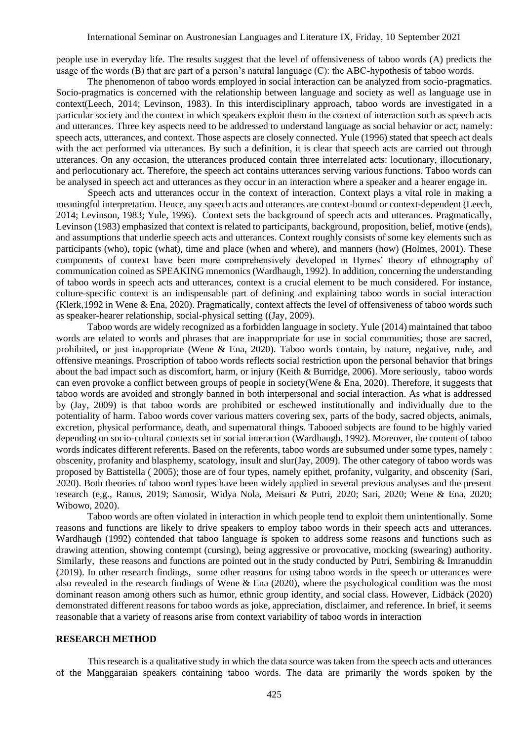people use in everyday life. The results suggest that the level of offensiveness of taboo words (A) predicts the usage of the words (B) that are part of a person's natural language (C): the ABC-hypothesis of taboo words.

The phenomenon of taboo words employed in social interaction can be analyzed from socio-pragmatics. Socio-pragmatics is concerned with the relationship between language and society as well as language use in context(Leech, 2014; Levinson, 1983). In this interdisciplinary approach, taboo words are investigated in a particular society and the context in which speakers exploit them in the context of interaction such as speech acts and utterances. Three key aspects need to be addressed to understand language as social behavior or act, namely: speech acts, utterances, and context. Those aspects are closely connected. Yule (1996) stated that speech act deals with the act performed via utterances. By such a definition, it is clear that speech acts are carried out through utterances. On any occasion, the utterances produced contain three interrelated acts: locutionary, illocutionary, and perlocutionary act. Therefore, the speech act contains utterances serving various functions. Taboo words can be analysed in speech act and utterances as they occur in an interaction where a speaker and a hearer engage in.

Speech acts and utterances occur in the context of interaction. Context plays a vital role in making a meaningful interpretation. Hence, any speech acts and utterances are context-bound or context-dependent (Leech, 2014; Levinson, 1983; Yule, 1996). Context sets the background of speech acts and utterances. Pragmatically, Levinson (1983) emphasized that context is related to participants, background, proposition, belief, motive (ends), and assumptions that underlie speech acts and utterances. Context roughly consists of some key elements such as participants (who), topic (what), time and place (when and where), and manners (how) (Holmes, 2001). These components of context have been more comprehensively developed in Hymes' theory of ethnography of communication coined as SPEAKING mnemonics (Wardhaugh, 1992). In addition, concerning the understanding of taboo words in speech acts and utterances, context is a crucial element to be much considered. For instance, culture-specific context is an indispensable part of defining and explaining taboo words in social interaction (Klerk,1992 in Wene & Ena, 2020). Pragmatically, context affects the level of offensiveness of taboo words such as speaker-hearer relationship, social-physical setting ((Jay, 2009).

Taboo words are widely recognized as a forbidden language in society. Yule (2014) maintained that taboo words are related to words and phrases that are inappropriate for use in social communities; those are sacred, prohibited, or just inappropriate (Wene & Ena, 2020). Taboo words contain, by nature, negative, rude, and offensive meanings. Proscription of taboo words reflects social restriction upon the personal behavior that brings about the bad impact such as discomfort, harm, or injury (Keith & Burridge, 2006). More seriously, taboo words can even provoke a conflict between groups of people in society(Wene & Ena, 2020). Therefore, it suggests that taboo words are avoided and strongly banned in both interpersonal and social interaction. As what is addressed by (Jay, 2009) is that taboo words are prohibited or eschewed institutionally and individually due to the potentiality of harm. Taboo words cover various matters covering sex, parts of the body, sacred objects, animals, excretion, physical performance, death, and supernatural things. Tabooed subjects are found to be highly varied depending on socio-cultural contexts set in social interaction (Wardhaugh, 1992). Moreover, the content of taboo words indicates different referents. Based on the referents, taboo words are subsumed under some types, namely : obscenity, profanity and blasphemy, scatology, insult and slur(Jay, 2009). The other category of taboo words was proposed by Battistella ( 2005); those are of four types, namely epithet, profanity, vulgarity, and obscenity (Sari, 2020). Both theories of taboo word types have been widely applied in several previous analyses and the present research (e,g., Ranus, 2019; Samosir, Widya Nola, Meisuri & Putri, 2020; Sari, 2020; Wene & Ena, 2020; Wibowo, 2020).

Taboo words are often violated in interaction in which people tend to exploit them unintentionally. Some reasons and functions are likely to drive speakers to employ taboo words in their speech acts and utterances. Wardhaugh (1992) contended that taboo language is spoken to address some reasons and functions such as drawing attention, showing contempt (cursing), being aggressive or provocative, mocking (swearing) authority. Similarly, these reasons and functions are pointed out in the study conducted by Putri, Sembiring & Imranuddin (2019). In other research findings, some other reasons for using taboo words in the speech or utterances were also revealed in the research findings of Wene & Ena (2020), where the psychological condition was the most dominant reason among others such as humor, ethnic group identity, and social class. However, Lidbäck (2020) demonstrated different reasons for taboo words as joke, appreciation, disclaimer, and reference. In brief, it seems reasonable that a variety of reasons arise from context variability of taboo words in interaction

## RESEARCH METHOD

This research is a qualitative study in which the data source was taken from the speech acts and utterances of the Manggaraian speakers containing taboo words. The data are primarily the words spoken by the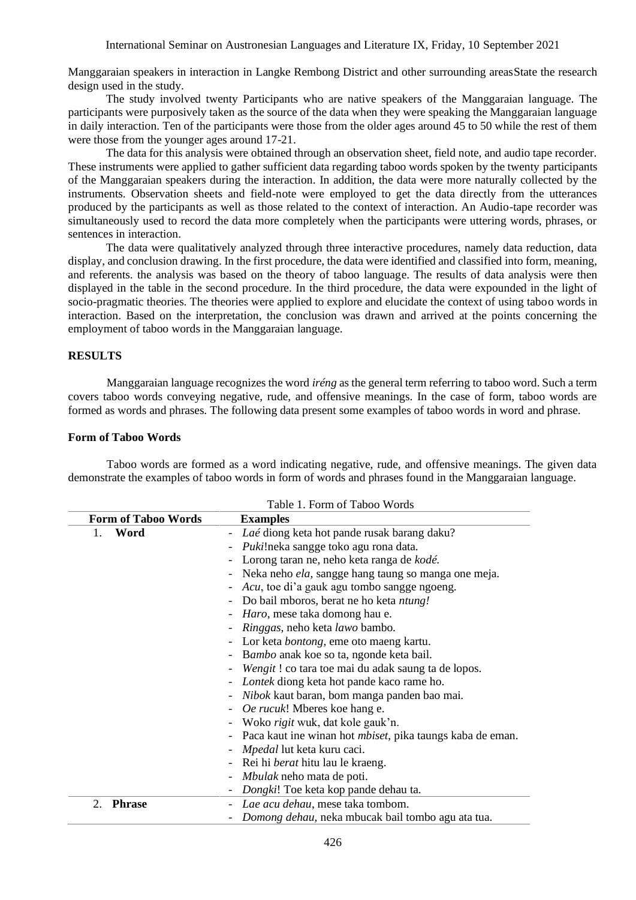Manggaraian speakers in interaction in Langke Rembong District and other surrounding areasState the research design used in the study.

The study involved twenty Participants who are native speakers of the Manggaraian language. The participants were purposively taken as the source of the data when they were speaking the Manggaraian language in daily interaction. Ten of the participants were those from the older ages around 45 to 50 while the rest of them were those from the younger ages around 17-21.

The data for this analysis were obtained through an observation sheet, field note, and audio tape recorder. These instruments were applied to gather sufficient data regarding taboo words spoken by the twenty participants of the Manggaraian speakers during the interaction. In addition, the data were more naturally collected by the instruments. Observation sheets and field-note were employed to get the data directly from the utterances produced by the participants as well as those related to the context of interaction. An Audio-tape recorder was simultaneously used to record the data more completely when the participants were uttering words, phrases, or sentences in interaction.

The data were qualitatively analyzed through three interactive procedures, namely data reduction, data display, and conclusion drawing. In the first procedure, the data were identified and classified into form, meaning, and referents. the analysis was based on the theory of taboo language. The results of data analysis were then displayed in the table in the second procedure. In the third procedure, the data were expounded in the light of socio-pragmatic theories. The theories were applied to explore and elucidate the context of using taboo words in interaction. Based on the interpretation, the conclusion was drawn and arrived at the points concerning the employment of taboo words in the Manggaraian language.

## RESULTS

Manggaraian language recognizes the word *iréng* as the general term referring to taboo word. Such a term covers taboo words conveying negative, rude, and offensive meanings. In the case of form, taboo words are formed as words and phrases. The following data present some examples of taboo words in word and phrase.

### Form of Taboo Words

Taboo words are formed as a word indicating negative, rude, and offensive meanings. The given data demonstrate the examples of taboo words in form of words and phrases found in the Manggaraian language.

Table 1. Form of Taboo Words

| Form of Taboo Words | Examples |
|---|---|
| 1. **Word** | - *Laé* diong keta hot pande rusak barang daku?<br>- *Puki*!neka sangge toko agu rona data.<br>- Lorong taran ne, neho keta ranga de *kodé.*<br>- Neka neho *ela,* sangge hang taung so manga one meja.<br>- *Acu*, toe di'a gauk agu tombo sangge ngoeng.<br>- Do bail mboros, berat ne ho keta *ntung!*<br>- *Haro*, mese taka domong hau e.<br>- *Ringgas,* neho keta *lawo* bambo.<br>- Lor keta *bontong*, eme oto maeng kartu.<br>- B*ambo* anak koe so ta, ngonde keta bail.<br>- *Wengit* ! co tara toe mai du adak saung ta de lopos.<br>- *Lontek* diong keta hot pande kaco rame ho.<br>- *Nibok* kaut baran, bom manga panden bao mai.<br>- *Oe rucuk*! Mberes koe hang e.<br>- Woko *rigit* wuk, dat kole gauk'n.<br>- Paca kaut ine winan hot *mbiset*, pika taungs kaba de eman.<br>- *Mpedal* lut keta kuru caci.<br>- Rei hi *berat* hitu lau le kraeng.<br>- *Mbulak* neho mata de poti.<br>- *Dongki*! Toe keta kop pande dehau ta. |
| 2. **Phrase** | - *Lae acu dehau*, mese taka tombom.<br>- *Domong dehau,* neka mbucak bail tombo agu ata tua. |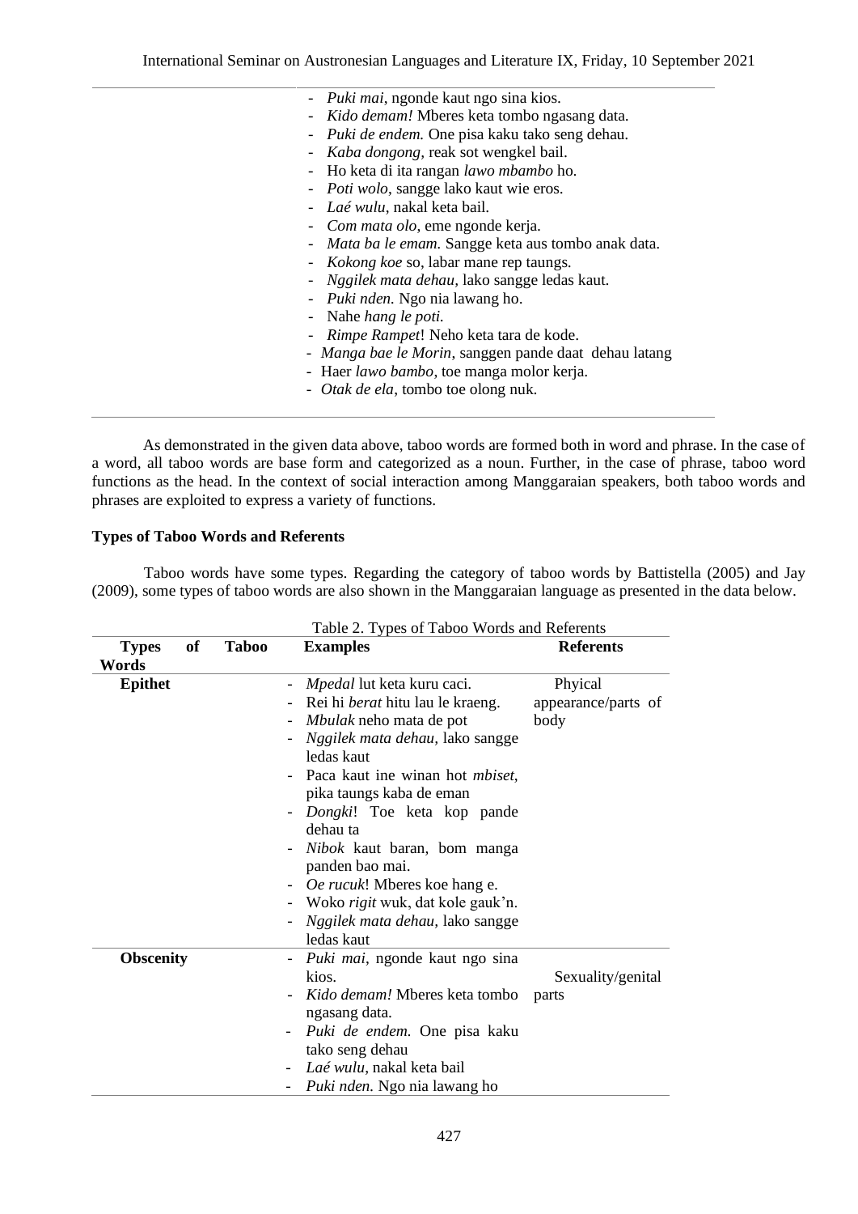- *Puki mai*, ngonde kaut ngo sina kios.
- *Kido demam!* Mberes keta tombo ngasang data.
- *Puki de endem.* One pisa kaku tako seng dehau.
- *Kaba dongong*, reak sot wengkel bail.
- Ho keta di ita rangan *lawo mbambo* ho.
- *Poti wolo*, sangge lako kaut wie eros.
- *Laé wulu*, nakal keta bail.
- *Com mata olo*, eme ngonde kerja.
- *Mata ba le emam.* Sangge keta aus tombo anak data.
- *Kokong koe* so, labar mane rep taungs.
- *Nggilek mata dehau*, lako sangge ledas kaut.
- *Puki nden.* Ngo nia lawang ho.
- Nahe *hang le poti.*
- *Rimpe Rampet*! Neho keta tara de kode.
- *Manga bae le Morin*, sanggen pande daat dehau latang
- Haer *lawo bambo*, toe manga molor kerja.
- *Otak de ela*, tombo toe olong nuk.

As demonstrated in the given data above, taboo words are formed both in word and phrase. In the case of a word, all taboo words are base form and categorized as a noun. Further, in the case of phrase, taboo word functions as the head. In the context of social interaction among Manggaraian speakers, both taboo words and phrases are exploited to express a variety of functions.

**Types of Taboo Words and Referents**

Taboo words have some types. Regarding the category of taboo words by Battistella (2005) and Jay (2009), some types of taboo words are also shown in the Manggaraian language as presented in the data below.

Table 2. Types of Taboo Words and Referents

| Types of Taboo Words | Examples | Referents |
|---|---|---|
| **Epithet** | - *Mpedal* lut keta kuru caci.<br>- Rei hi *berat* hitu lau le kraeng.<br>- *Mbulak* neho mata de pot<br>- *Nggilek mata dehau*, lako sangge ledas kaut<br>- Paca kaut ine winan hot *mbiset*, pika taungs kaba de eman<br>- *Dongki*! Toe keta kop pande dehau ta<br>- *Nibok* kaut baran, bom manga panden bao mai.<br>- *Oe rucuk*! Mberes koe hang e.<br>- Woko *rigit* wuk, dat kole gauk'n.<br>- *Nggilek mata dehau*, lako sangge ledas kaut | Phyical appearance/parts of body |
| **Obscenity** | - *Puki mai*, ngonde kaut ngo sina kios.<br>- *Kido demam!* Mberes keta tombo ngasang data.<br>- *Puki de endem.* One pisa kaku tako seng dehau<br>- *Laé wulu*, nakal keta bail<br>- *Puki nden.* Ngo nia lawang ho | Sexuality/genital parts |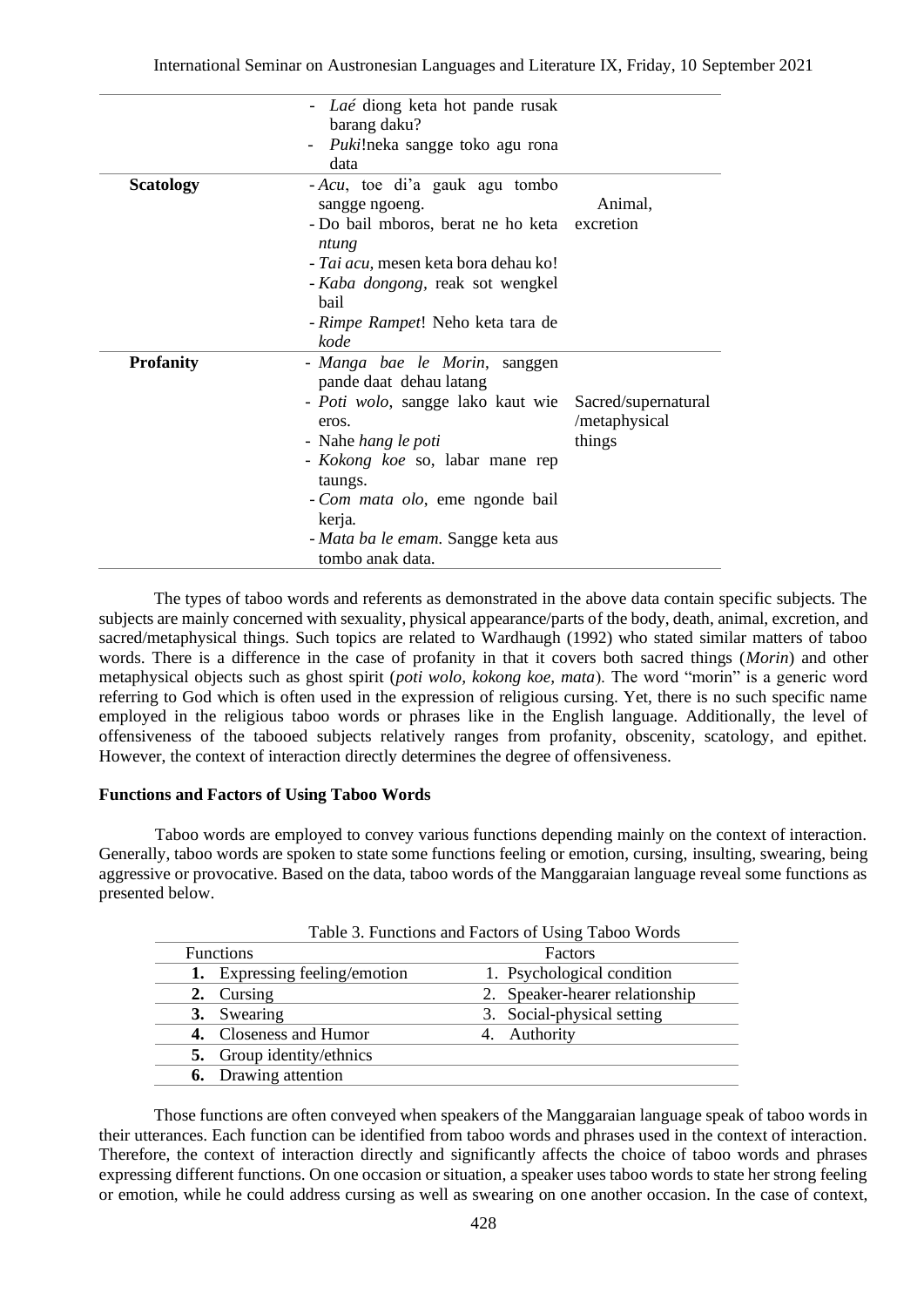| | | |
|---|---|---|
| | - *Laé* diong keta hot pande rusak barang daku?<br>- *Puki*!neka sangge toko agu rona data | |
| **Scatology** | - *Acu*, toe di'a gauk agu tombo sangge ngoeng.<br>- Do bail mboros, berat ne ho keta *ntung*<br>- *Tai acu*, mesen keta bora dehau ko!<br>- *Kaba dongong*, reak sot wengkel bail<br>- *Rimpe Rampet*! Neho keta tara de *kode* | Animal, excretion |
| **Profanity** | - *Manga bae le Morin*, sanggen pande daat dehau latang<br>- *Poti wolo*, sangge lako kaut wie eros.<br>- Nahe *hang le poti*<br>- *Kokong koe* so, labar mane rep taungs.<br>- *Com mata olo*, eme ngonde bail kerja.<br>- *Mata ba le emam*. Sangge keta aus tombo anak data. | Sacred/supernatural /metaphysical things |

The types of taboo words and referents as demonstrated in the above data contain specific subjects. The subjects are mainly concerned with sexuality, physical appearance/parts of the body, death, animal, excretion, and sacred/metaphysical things. Such topics are related to Wardhaugh (1992) who stated similar matters of taboo words. There is a difference in the case of profanity in that it covers both sacred things (*Morin*) and other metaphysical objects such as ghost spirit (*poti wolo, kokong koe, mata*). The word "morin" is a generic word referring to God which is often used in the expression of religious cursing. Yet, there is no such specific name employed in the religious taboo words or phrases like in the English language. Additionally, the level of offensiveness of the tabooed subjects relatively ranges from profanity, obscenity, scatology, and epithet. However, the context of interaction directly determines the degree of offensiveness.

**Functions and Factors of Using Taboo Words**

Taboo words are employed to convey various functions depending mainly on the context of interaction. Generally, taboo words are spoken to state some functions feeling or emotion, cursing, insulting, swearing, being aggressive or provocative. Based on the data, taboo words of the Manggaraian language reveal some functions as presented below.

Table 3. Functions and Factors of Using Taboo Words

| Functions | Factors |
|---|---|
| **1.** Expressing feeling/emotion | 1. Psychological condition |
| **2.** Cursing | 2. Speaker-hearer relationship |
| **3.** Swearing | 3. Social-physical setting |
| **4.** Closeness and Humor | 4. Authority |
| **5.** Group identity/ethnics | |
| **6.** Drawing attention | |

Those functions are often conveyed when speakers of the Manggaraian language speak of taboo words in their utterances. Each function can be identified from taboo words and phrases used in the context of interaction. Therefore, the context of interaction directly and significantly affects the choice of taboo words and phrases expressing different functions. On one occasion or situation, a speaker uses taboo words to state her strong feeling or emotion, while he could address cursing as well as swearing on one another occasion. In the case of context,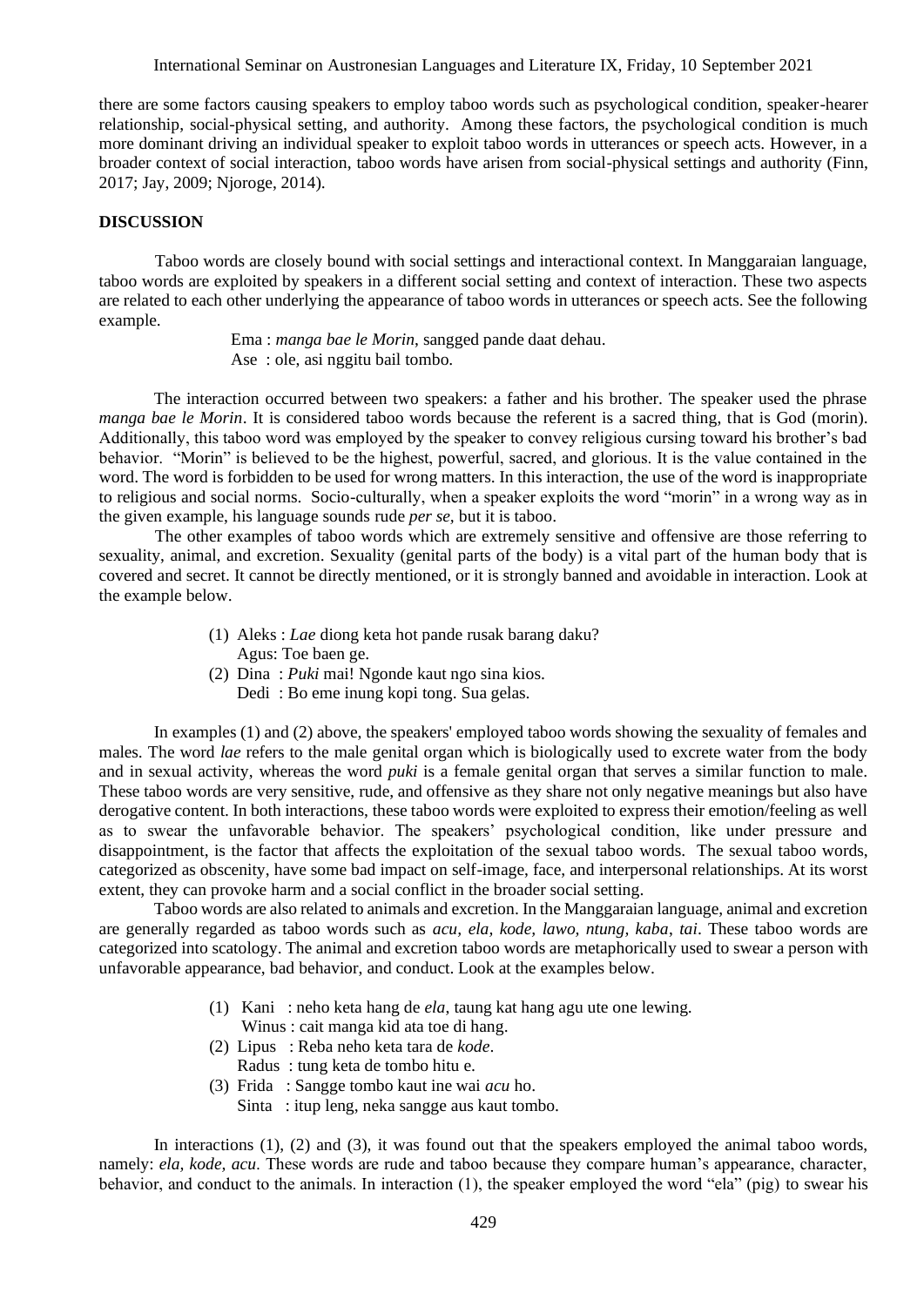there are some factors causing speakers to employ taboo words such as psychological condition, speaker-hearer relationship, social-physical setting, and authority. Among these factors, the psychological condition is much more dominant driving an individual speaker to exploit taboo words in utterances or speech acts. However, in a broader context of social interaction, taboo words have arisen from social-physical settings and authority (Finn, 2017; Jay, 2009; Njoroge, 2014).

## DISCUSSION

Taboo words are closely bound with social settings and interactional context. In Manggaraian language, taboo words are exploited by speakers in a different social setting and context of interaction. These two aspects are related to each other underlying the appearance of taboo words in utterances or speech acts. See the following example.

> Ema : *manga bae le Morin*, sangged pande daat dehau.
> Ase : ole, asi nggitu bail tombo.

The interaction occurred between two speakers: a father and his brother. The speaker used the phrase *manga bae le Morin*. It is considered taboo words because the referent is a sacred thing, that is God (morin). Additionally, this taboo word was employed by the speaker to convey religious cursing toward his brother's bad behavior. "Morin" is believed to be the highest, powerful, sacred, and glorious. It is the value contained in the word. The word is forbidden to be used for wrong matters. In this interaction, the use of the word is inappropriate to religious and social norms. Socio-culturally, when a speaker exploits the word "morin" in a wrong way as in the given example, his language sounds rude *per se*, but it is taboo.

The other examples of taboo words which are extremely sensitive and offensive are those referring to sexuality, animal, and excretion. Sexuality (genital parts of the body) is a vital part of the human body that is covered and secret. It cannot be directly mentioned, or it is strongly banned and avoidable in interaction. Look at the example below.

> (1) Aleks : *Lae* diong keta hot pande rusak barang daku?
> Agus: Toe baen ge.
> (2) Dina : *Puki* mai! Ngonde kaut ngo sina kios.
> Dedi : Bo eme inung kopi tong. Sua gelas.

In examples (1) and (2) above, the speakers' employed taboo words showing the sexuality of females and males. The word *lae* refers to the male genital organ which is biologically used to excrete water from the body and in sexual activity, whereas the word *puki* is a female genital organ that serves a similar function to male. These taboo words are very sensitive, rude, and offensive as they share not only negative meanings but also have derogative content. In both interactions, these taboo words were exploited to express their emotion/feeling as well as to swear the unfavorable behavior. The speakers' psychological condition, like under pressure and disappointment, is the factor that affects the exploitation of the sexual taboo words. The sexual taboo words, categorized as obscenity, have some bad impact on self-image, face, and interpersonal relationships. At its worst extent, they can provoke harm and a social conflict in the broader social setting.

Taboo words are also related to animals and excretion. In the Manggaraian language, animal and excretion are generally regarded as taboo words such as *acu, ela, kode, lawo, ntung, kaba, tai*. These taboo words are categorized into scatology. The animal and excretion taboo words are metaphorically used to swear a person with unfavorable appearance, bad behavior, and conduct. Look at the examples below.

> (1) Kani : neho keta hang de *ela*, taung kat hang agu ute one lewing.
> Winus : cait manga kid ata toe di hang.
> (2) Lipus : Reba neho keta tara de *kode*.
> Radus : tung keta de tombo hitu e.
> (3) Frida : Sangge tombo kaut ine wai *acu* ho.
> Sinta : itup leng, neka sangge aus kaut tombo.

In interactions (1), (2) and (3), it was found out that the speakers employed the animal taboo words, namely: *ela, kode, acu*. These words are rude and taboo because they compare human's appearance, character, behavior, and conduct to the animals. In interaction (1), the speaker employed the word "ela" (pig) to swear his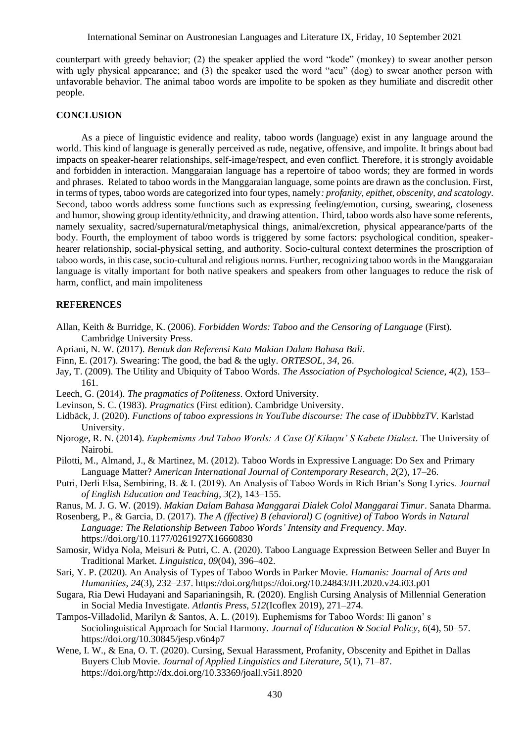counterpart with greedy behavior; (2) the speaker applied the word "kode" (monkey) to swear another person with ugly physical appearance; and (3) the speaker used the word "acu" (dog) to swear another person with unfavorable behavior. The animal taboo words are impolite to be spoken as they humiliate and discredit other people.

## CONCLUSION

As a piece of linguistic evidence and reality, taboo words (language) exist in any language around the world. This kind of language is generally perceived as rude, negative, offensive, and impolite. It brings about bad impacts on speaker-hearer relationships, self-image/respect, and even conflict. Therefore, it is strongly avoidable and forbidden in interaction. Manggaraian language has a repertoire of taboo words; they are formed in words and phrases. Related to taboo words in the Manggaraian language, some points are drawn as the conclusion. First, in terms of types, taboo words are categorized into four types, namely*: profanity, epithet, obscenity, and scatology*. Second, taboo words address some functions such as expressing feeling/emotion, cursing, swearing, closeness and humor, showing group identity/ethnicity, and drawing attention. Third, taboo words also have some referents, namely sexuality, sacred/supernatural/metaphysical things, animal/excretion, physical appearance/parts of the body. Fourth, the employment of taboo words is triggered by some factors: psychological condition, speaker-hearer relationship, social-physical setting, and authority. Socio-cultural context determines the proscription of taboo words, in this case, socio-cultural and religious norms. Further, recognizing taboo words in the Manggaraian language is vitally important for both native speakers and speakers from other languages to reduce the risk of harm, conflict, and main impoliteness

## REFERENCES

Allan, Keith & Burridge, K. (2006). *Forbidden Words: Taboo and the Censoring of Language* (First). Cambridge University Press.

Apriani, N. W. (2017). *Bentuk dan Referensi Kata Makian Dalam Bahasa Bali*.

Finn, E. (2017). Swearing: The good, the bad & the ugly. *ORTESOL*, *34*, 26.

Jay, T. (2009). The Utility and Ubiquity of Taboo Words. *The Association of Psychological Science*, *4*(2), 153–161.

Leech, G. (2014). *The pragmatics of Politeness*. Oxford University.

Levinson, S. C. (1983). *Pragmatics* (First edition). Cambridge University.

Lidbäck, J. (2020). *Functions of taboo expressions in YouTube discourse: The case of iDubbbzTV*. Karlstad University.

Njoroge, R. N. (2014). *Euphemisms And Taboo Words: A Case Of Kikuyu' S Kabete Dialect*. The University of Nairobi.

Pilotti, M., Almand, J., & Martinez, M. (2012). Taboo Words in Expressive Language: Do Sex and Primary Language Matter? *American International Journal of Contemporary Research*, *2*(2), 17–26.

Putri, Derli Elsa, Sembiring, B. & I. (2019). An Analysis of Taboo Words in Rich Brian's Song Lyrics. *Journal of English Education and Teaching*, *3*(2), 143–155.

Ranus, M. J. G. W. (2019). *Makian Dalam Bahasa Manggarai Dialek Colol Manggarai Timur*. Sanata Dharma.

Rosenberg, P., & Garcia, D. (2017). *The A (ffective) B (ehavioral) C (ognitive) of Taboo Words in Natural Language: The Relationship Between Taboo Words' Intensity and Frequency*. *May*. https://doi.org/10.1177/0261927X16660830

Samosir, Widya Nola, Meisuri & Putri, C. A. (2020). Taboo Language Expression Between Seller and Buyer In Traditional Market. *Linguistica*, *09*(04), 396–402.

Sari, Y. P. (2020). An Analysis of Types of Taboo Words in Parker Movie. *Humanis: Journal of Arts and Humanities*, *24*(3), 232–237. https://doi.org/https://doi.org/10.24843/JH.2020.v24.i03.p01

Sugara, Ria Dewi Hudayani and Saparianingsih, R. (2020). English Cursing Analysis of Millennial Generation in Social Media Investigate. *Atlantis Press*, *512*(Icoflex 2019), 271–274.

Tampos-Villadolid, Marilyn & Santos, A. L. (2019). Euphemisms for Taboo Words: Ili ganon' s Sociolinguistical Approach for Social Harmony. *Journal of Education & Social Policy*, *6*(4), 50–57. https://doi.org/10.30845/jesp.v6n4p7

Wene, I. W., & Ena, O. T. (2020). Cursing, Sexual Harassment, Profanity, Obscenity and Epithet in Dallas Buyers Club Movie. *Journal of Applied Linguistics and Literature*, *5*(1), 71–87. https://doi.org/http://dx.doi.org/10.33369/joall.v5i1.8920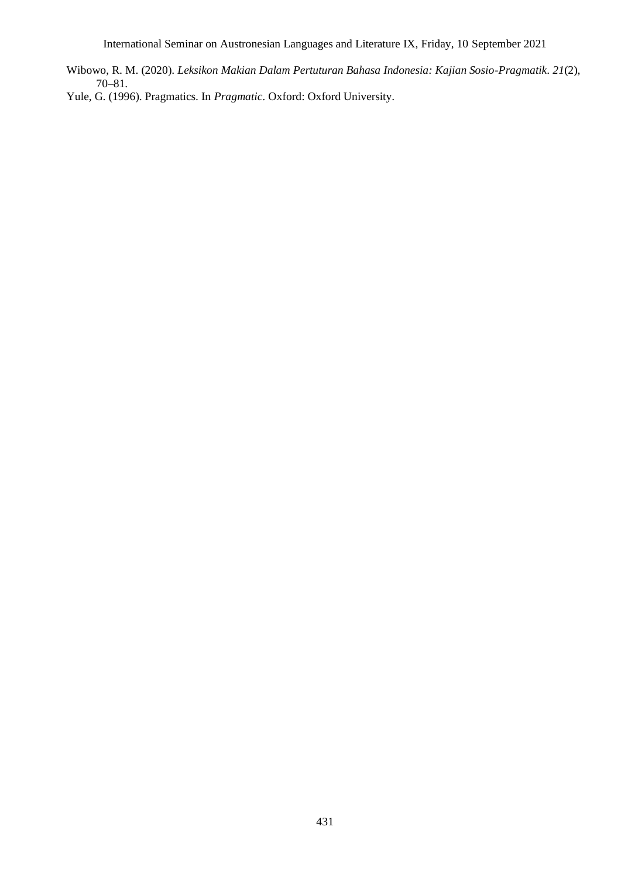Wibowo, R. M. (2020). *Leksikon Makian Dalam Pertuturan Bahasa Indonesia: Kajian Sosio-Pragmatik*. *21*(2), 70–81.

Yule, G. (1996). Pragmatics. In *Pragmatic*. Oxford: Oxford University.